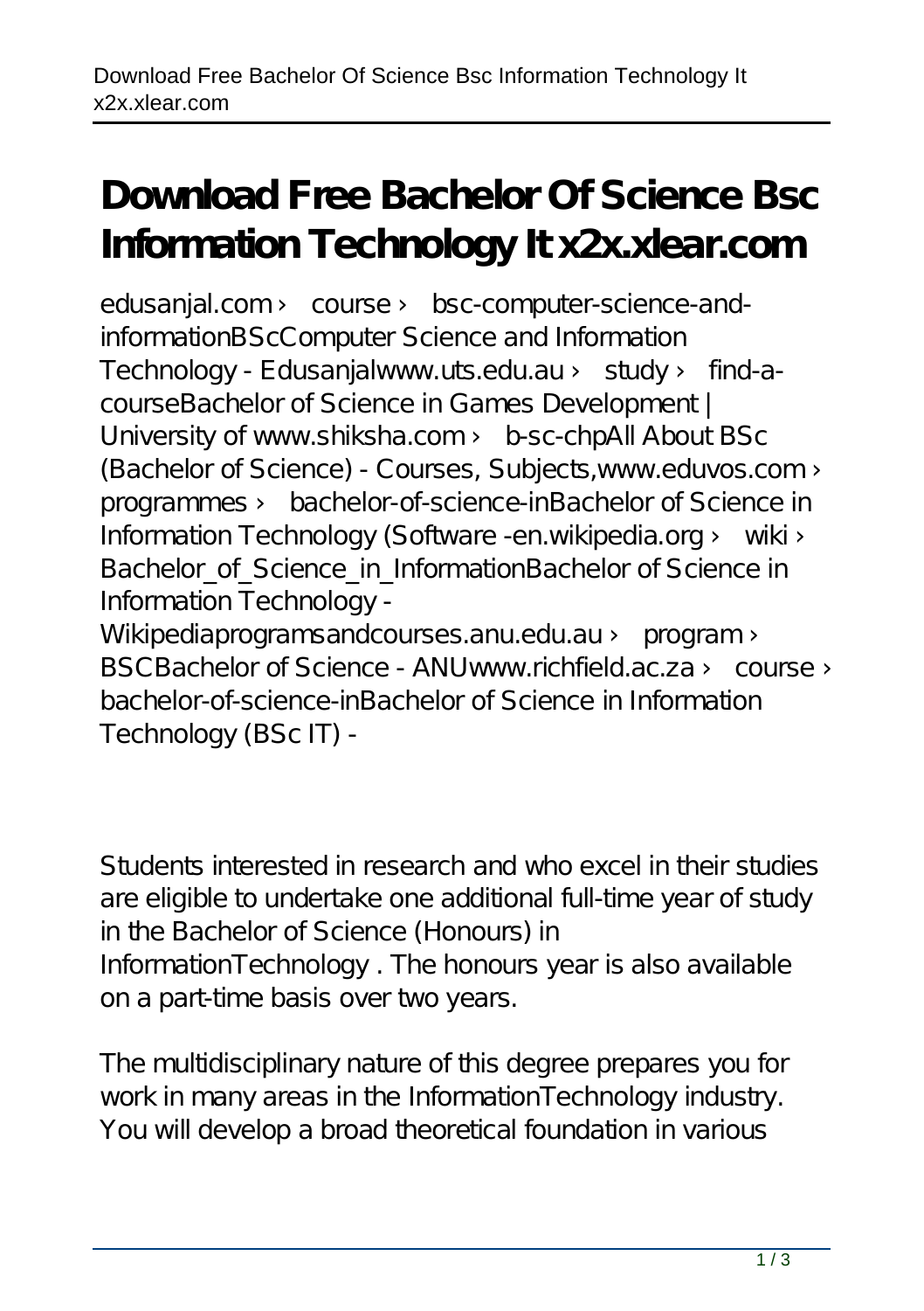# Download Free Bachelor Of Science Bsc Information Technology It x2x.xlear.com

edusanjal.com › course › bsc-computer-science-and-informationBScComputer Science and Information Technology - Edusanjalwww.uts.edu.au › study › find-a-courseBachelor of Science in Games Development | University of www.shiksha.com › b-sc-chpAll About BSc (Bachelor of Science) - Courses, Subjects,www.eduvos.com › programmes › bachelor-of-science-inBachelor of Science in Information Technology (Software -en.wikipedia.org › wiki › Bachelor_of_Science_in_InformationBachelor of Science in Information Technology - Wikipediaprogramsandcourses.anu.edu.au › program › BSCBachelor of Science - ANUwww.richfield.ac.za › course › bachelor-of-science-inBachelor of Science in Information Technology (BSc IT) -

Students interested in research and who excel in their studies are eligible to undertake one additional full-time year of study in the Bachelor of Science (Honours) in InformationTechnology . The honours year is also available on a part-time basis over two years.

The multidisciplinary nature of this degree prepares you for work in many areas in the InformationTechnology industry. You will develop a broad theoretical foundation in various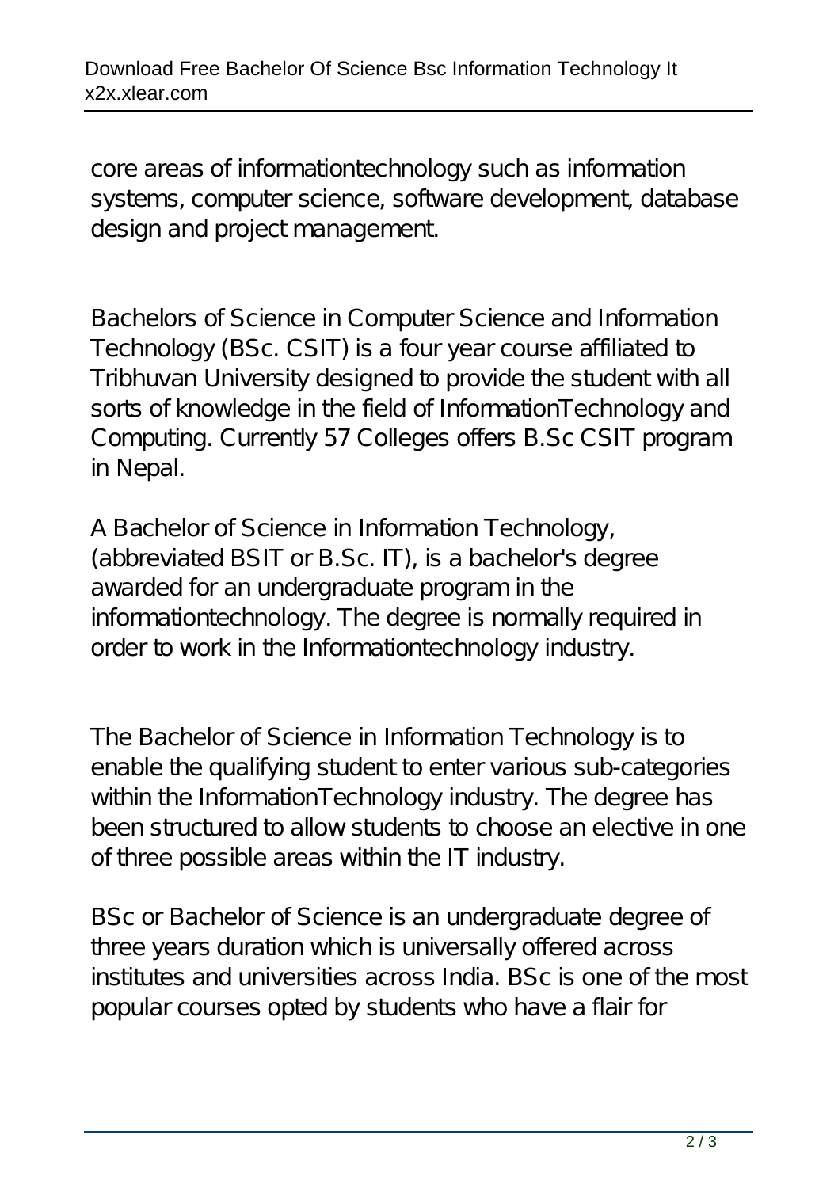core areas of informationtechnology such as information systems, computer science, software development, database design and project management.

Bachelors of Science in Computer Science and Information Technology (BSc. CSIT) is a four year course affiliated to Tribhuvan University designed to provide the student with all sorts of knowledge in the field of InformationTechnology and Computing. Currently 57 Colleges offers B.Sc CSIT program in Nepal.

A Bachelor of Science in Information Technology, (abbreviated BSIT or B.Sc. IT), is a bachelor's degree awarded for an undergraduate program in the informationtechnology. The degree is normally required in order to work in the Informationtechnology industry.

The Bachelor of Science in Information Technology is to enable the qualifying student to enter various sub-categories within the InformationTechnology industry. The degree has been structured to allow students to choose an elective in one of three possible areas within the IT industry.

BSc or Bachelor of Science is an undergraduate degree of three years duration which is universally offered across institutes and universities across India. BSc is one of the most popular courses opted by students who have a flair for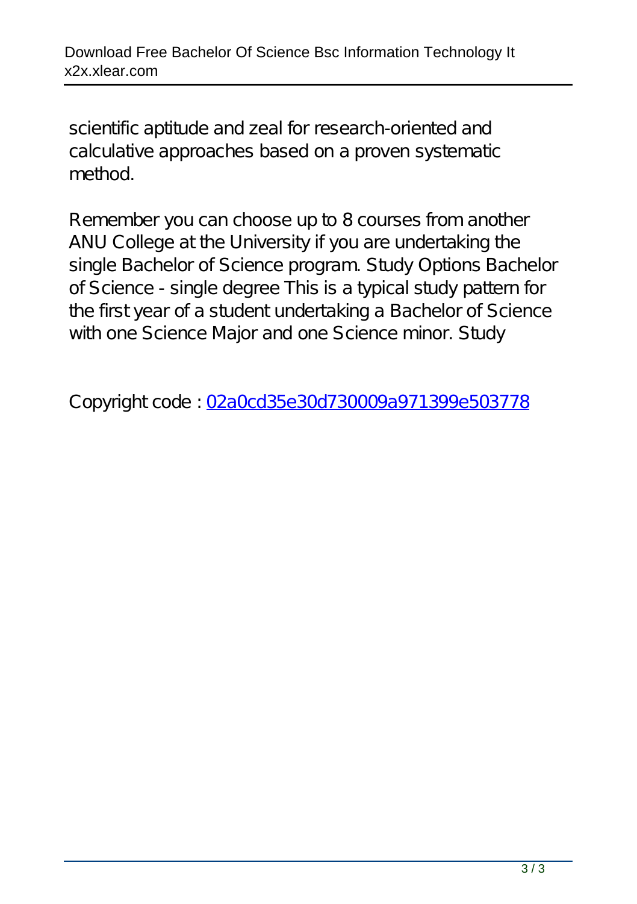scientific aptitude and zeal for research-oriented and calculative approaches based on a proven systematic method.

Remember you can choose up to 8 courses from another ANU College at the University if you are undertaking the single Bachelor of Science program. Study Options Bachelor of Science - single degree This is a typical study pattern for the first year of a student undertaking a Bachelor of Science with one Science Major and one Science minor. Study

Copyright code : 02a0cd35e30d730009a971399e503778